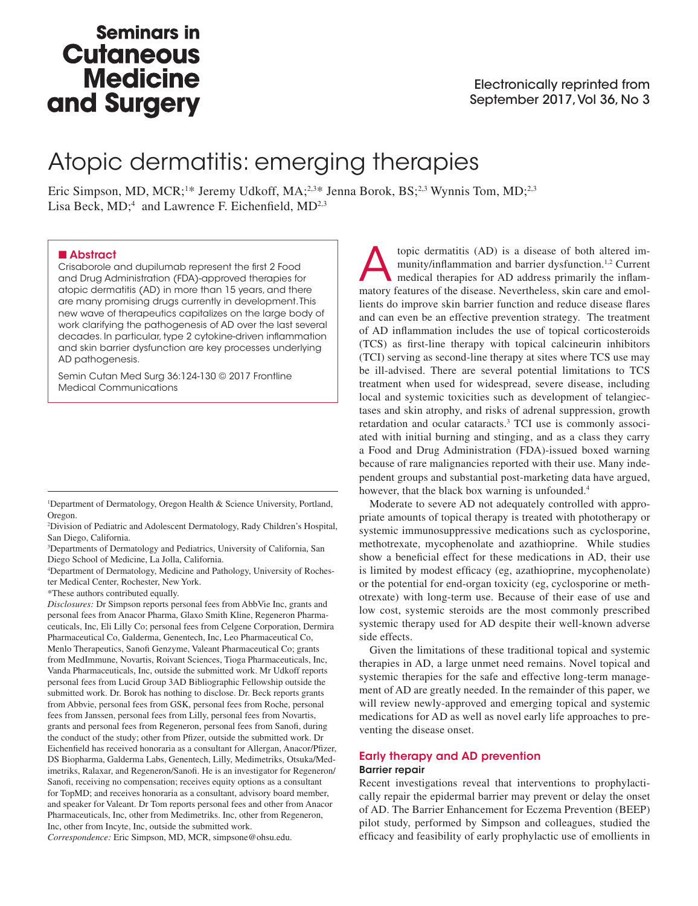Seminars in Cutaneous Medicine and Surgery

Electronically reprinted from September 2017, Vol 36, No 3

# Atopic dermatitis: emerging therapies

Eric Simpson, MD, MCR;[1]* Jeremy Udkoff, MA;[2,3]* Jenna Borok, BS;[2,3] Wynnis Tom, MD;[2,3] Lisa Beck, MD;[4] and Lawrence F. Eichenfield, MD[2,3]

## Abstract

Crisaborole and dupilumab represent the first 2 Food and Drug Administration (FDA)-approved therapies for atopic dermatitis (AD) in more than 15 years, and there are many promising drugs currently in development. This new wave of therapeutics capitalizes on the large body of work clarifying the pathogenesis of AD over the last several decades. In particular, type 2 cytokine-driven inflammation and skin barrier dysfunction are key processes underlying AD pathogenesis.

Semin Cutan Med Surg 36:124-130 © 2017 Frontline Medical Communications

[1]Department of Dermatology, Oregon Health & Science University, Portland, Oregon.

[2]Division of Pediatric and Adolescent Dermatology, Rady Children's Hospital, San Diego, California.

[3]Departments of Dermatology and Pediatrics, University of California, San Diego School of Medicine, La Jolla, California.

[4]Department of Dermatology, Medicine and Pathology, University of Rochester Medical Center, Rochester, New York.

*These authors contributed equally.

*Disclosures:* Dr Simpson reports personal fees from AbbVie Inc, grants and personal fees from Anacor Pharma, Glaxo Smith Kline, Regeneron Pharmaceuticals, Inc, Eli Lilly Co; personal fees from Celgene Corporation, Dermira Pharmaceutical Co, Galderma, Genentech, Inc, Leo Pharmaceutical Co, Menlo Therapeutics, Sanofi Genzyme, Valeant Pharmaceutical Co; grants from MedImmune, Novartis, Roivant Sciences, Tioga Pharmaceuticals, Inc, Vanda Pharmaceuticals, Inc, outside the submitted work. Mr Udkoff reports personal fees from Lucid Group 3AD Bibliographic Fellowship outside the submitted work. Dr. Borok has nothing to disclose. Dr. Beck reports grants from Abbvie, personal fees from GSK, personal fees from Roche, personal fees from Janssen, personal fees from Lilly, personal fees from Novartis, grants and personal fees from Regeneron, personal fees from Sanofi, during the conduct of the study; other from Pfizer, outside the submitted work. Dr Eichenfield has received honoraria as a consultant for Allergan, Anacor/Pfizer, DS Biopharma, Galderma Labs, Genentech, Lilly, Medimetriks, Otsuka/Medimetriks, Ralaxar, and Regeneron/Sanofi. He is an investigator for Regeneron/Sanofi, receiving no compensation; receives equity options as a consultant for TopMD; and receives honoraria as a consultant, advisory board member, and speaker for Valeant. Dr Tom reports personal fees and other from Anacor Pharmaceuticals, Inc, other from Medimetriks. Inc, other from Regeneron, Inc, other from Incyte, Inc, outside the submitted work.

*Correspondence:* Eric Simpson, MD, MCR, simpsone@ohsu.edu.

Atopic dermatitis (AD) is a disease of both altered immunity/inflammation and barrier dysfunction.[1,2] Current medical therapies for AD address primarily the inflammatory features of the disease. Nevertheless, skin care and emollients do improve skin barrier function and reduce disease flares and can even be an effective prevention strategy. The treatment of AD inflammation includes the use of topical corticosteroids (TCS) as first-line therapy with topical calcineurin inhibitors (TCI) serving as second-line therapy at sites where TCS use may be ill-advised. There are several potential limitations to TCS treatment when used for widespread, severe disease, including local and systemic toxicities such as development of telangiectases and skin atrophy, and risks of adrenal suppression, growth retardation and ocular cataracts.[3] TCI use is commonly associated with initial burning and stinging, and as a class they carry a Food and Drug Administration (FDA)-issued boxed warning because of rare malignancies reported with their use. Many independent groups and substantial post-marketing data have argued, however, that the black box warning is unfounded.[4]

Moderate to severe AD not adequately controlled with appropriate amounts of topical therapy is treated with phototherapy or systemic immunosuppressive medications such as cyclosporine, methotrexate, mycophenolate and azathioprine. While studies show a beneficial effect for these medications in AD, their use is limited by modest efficacy (eg, azathioprine, mycophenolate) or the potential for end-organ toxicity (eg, cyclosporine or methotrexate) with long-term use. Because of their ease of use and low cost, systemic steroids are the most commonly prescribed systemic therapy used for AD despite their well-known adverse side effects.

Given the limitations of these traditional topical and systemic therapies in AD, a large unmet need remains. Novel topical and systemic therapies for the safe and effective long-term management of AD are greatly needed. In the remainder of this paper, we will review newly-approved and emerging topical and systemic medications for AD as well as novel early life approaches to preventing the disease onset.

## Early therapy and AD prevention

### Barrier repair

Recent investigations reveal that interventions to prophylactically repair the epidermal barrier may prevent or delay the onset of AD. The Barrier Enhancement for Eczema Prevention (BEEP) pilot study, performed by Simpson and colleagues, studied the efficacy and feasibility of early prophylactic use of emollients in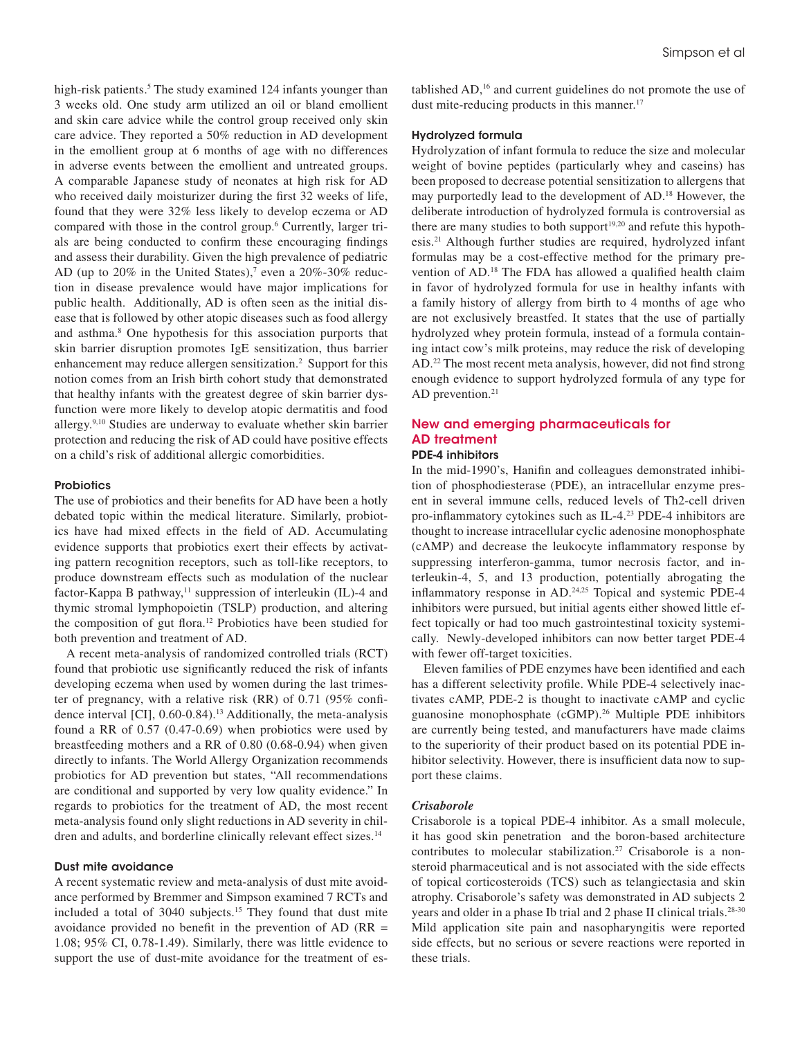high-risk patients.[5] The study examined 124 infants younger than 3 weeks old. One study arm utilized an oil or bland emollient and skin care advice while the control group received only skin care advice. They reported a 50% reduction in AD development in the emollient group at 6 months of age with no differences in adverse events between the emollient and untreated groups. A comparable Japanese study of neonates at high risk for AD who received daily moisturizer during the first 32 weeks of life, found that they were 32% less likely to develop eczema or AD compared with those in the control group.[6] Currently, larger trials are being conducted to confirm these encouraging findings and assess their durability. Given the high prevalence of pediatric AD (up to 20% in the United States),[7] even a 20%-30% reduction in disease prevalence would have major implications for public health. Additionally, AD is often seen as the initial disease that is followed by other atopic diseases such as food allergy and asthma.[8] One hypothesis for this association purports that skin barrier disruption promotes IgE sensitization, thus barrier enhancement may reduce allergen sensitization.[2] Support for this notion comes from an Irish birth cohort study that demonstrated that healthy infants with the greatest degree of skin barrier dysfunction were more likely to develop atopic dermatitis and food allergy.[9,10] Studies are underway to evaluate whether skin barrier protection and reducing the risk of AD could have positive effects on a child's risk of additional allergic comorbidities.

### Probiotics

The use of probiotics and their benefits for AD have been a hotly debated topic within the medical literature. Similarly, probiotics have had mixed effects in the field of AD. Accumulating evidence supports that probiotics exert their effects by activating pattern recognition receptors, such as toll-like receptors, to produce downstream effects such as modulation of the nuclear factor-Kappa B pathway,[11] suppression of interleukin (IL)-4 and thymic stromal lymphopoietin (TSLP) production, and altering the composition of gut flora.[12] Probiotics have been studied for both prevention and treatment of AD.

A recent meta-analysis of randomized controlled trials (RCT) found that probiotic use significantly reduced the risk of infants developing eczema when used by women during the last trimester of pregnancy, with a relative risk (RR) of 0.71 (95% confidence interval [CI], 0.60-0.84).[13] Additionally, the meta-analysis found a RR of 0.57 (0.47-0.69) when probiotics were used by breastfeeding mothers and a RR of 0.80 (0.68-0.94) when given directly to infants. The World Allergy Organization recommends probiotics for AD prevention but states, "All recommendations are conditional and supported by very low quality evidence." In regards to probiotics for the treatment of AD, the most recent meta-analysis found only slight reductions in AD severity in children and adults, and borderline clinically relevant effect sizes.[14]

### Dust mite avoidance

A recent systematic review and meta-analysis of dust mite avoidance performed by Bremmer and Simpson examined 7 RCTs and included a total of 3040 subjects.[15] They found that dust mite avoidance provided no benefit in the prevention of AD (RR = 1.08; 95% CI, 0.78-1.49). Similarly, there was little evidence to support the use of dust-mite avoidance for the treatment of established AD,[16] and current guidelines do not promote the use of dust mite-reducing products in this manner.[17]

### Hydrolyzed formula

Hydrolyzation of infant formula to reduce the size and molecular weight of bovine peptides (particularly whey and caseins) has been proposed to decrease potential sensitization to allergens that may purportedly lead to the development of AD.[18] However, the deliberate introduction of hydrolyzed formula is controversial as there are many studies to both support[19,20] and refute this hypothesis.[21] Although further studies are required, hydrolyzed infant formulas may be a cost-effective method for the primary prevention of AD.[18] The FDA has allowed a qualified health claim in favor of hydrolyzed formula for use in healthy infants with a family history of allergy from birth to 4 months of age who are not exclusively breastfed. It states that the use of partially hydrolyzed whey protein formula, instead of a formula containing intact cow's milk proteins, may reduce the risk of developing AD.[22] The most recent meta analysis, however, did not find strong enough evidence to support hydrolyzed formula of any type for AD prevention.[21]

## New and emerging pharmaceuticals for AD treatment

### PDE-4 inhibitors

In the mid-1990's, Hanifin and colleagues demonstrated inhibition of phosphodiesterase (PDE), an intracellular enzyme present in several immune cells, reduced levels of Th2-cell driven pro-inflammatory cytokines such as IL-4.[23] PDE-4 inhibitors are thought to increase intracellular cyclic adenosine monophosphate (cAMP) and decrease the leukocyte inflammatory response by suppressing interferon-gamma, tumor necrosis factor, and interleukin-4, 5, and 13 production, potentially abrogating the inflammatory response in AD.[24,25] Topical and systemic PDE-4 inhibitors were pursued, but initial agents either showed little effect topically or had too much gastrointestinal toxicity systemically. Newly-developed inhibitors can now better target PDE-4 with fewer off-target toxicities.

Eleven families of PDE enzymes have been identified and each has a different selectivity profile. While PDE-4 selectively inactivates cAMP, PDE-2 is thought to inactivate cAMP and cyclic guanosine monophosphate (cGMP).[26] Multiple PDE inhibitors are currently being tested, and manufacturers have made claims to the superiority of their product based on its potential PDE inhibitor selectivity. However, there is insufficient data now to support these claims.

#### *Crisaborole*

Crisaborole is a topical PDE-4 inhibitor. As a small molecule, it has good skin penetration and the boron-based architecture contributes to molecular stabilization.[27] Crisaborole is a nonsteroid pharmaceutical and is not associated with the side effects of topical corticosteroids (TCS) such as telangiectasia and skin atrophy. Crisaborole's safety was demonstrated in AD subjects 2 years and older in a phase Ib trial and 2 phase II clinical trials.[28-30] Mild application site pain and nasopharyngitis were reported side effects, but no serious or severe reactions were reported in these trials.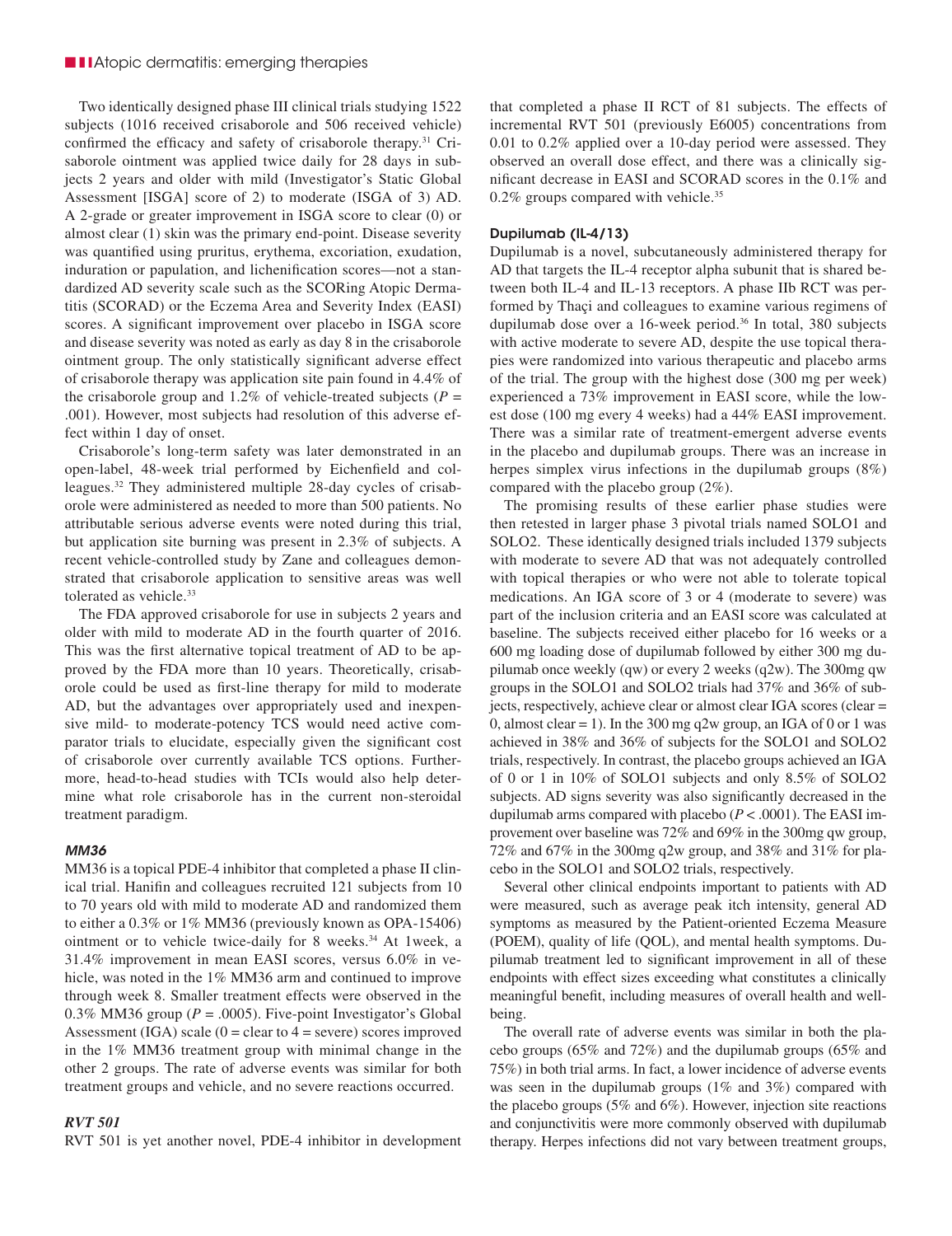Two identically designed phase III clinical trials studying 1522 subjects (1016 received crisaborole and 506 received vehicle) confirmed the efficacy and safety of crisaborole therapy.[31] Crisaborole ointment was applied twice daily for 28 days in subjects 2 years and older with mild (Investigator's Static Global Assessment [ISGA] score of 2) to moderate (ISGA of 3) AD. A 2-grade or greater improvement in ISGA score to clear (0) or almost clear (1) skin was the primary end-point. Disease severity was quantified using pruritus, erythema, excoriation, exudation, induration or papulation, and lichenification scores—not a standardized AD severity scale such as the SCORing Atopic Dermatitis (SCORAD) or the Eczema Area and Severity Index (EASI) scores. A significant improvement over placebo in ISGA score and disease severity was noted as early as day 8 in the crisaborole ointment group. The only statistically significant adverse effect of crisaborole therapy was application site pain found in 4.4% of the crisaborole group and 1.2% of vehicle-treated subjects ($P$ = .001). However, most subjects had resolution of this adverse effect within 1 day of onset.

Crisaborole's long-term safety was later demonstrated in an open-label, 48-week trial performed by Eichenfield and colleagues.[32] They administered multiple 28-day cycles of crisaborole were administered as needed to more than 500 patients. No attributable serious adverse events were noted during this trial, but application site burning was present in 2.3% of subjects. A recent vehicle-controlled study by Zane and colleagues demonstrated that crisaborole application to sensitive areas was well tolerated as vehicle.[33]

The FDA approved crisaborole for use in subjects 2 years and older with mild to moderate AD in the fourth quarter of 2016. This was the first alternative topical treatment of AD to be approved by the FDA more than 10 years. Theoretically, crisaborole could be used as first-line therapy for mild to moderate AD, but the advantages over appropriately used and inexpensive mild- to moderate-potency TCS would need active comparator trials to elucidate, especially given the significant cost of crisaborole over currently available TCS options. Furthermore, head-to-head studies with TCIs would also help determine what role crisaborole has in the current non-steroidal treatment paradigm.

#### *MM36*

MM36 is a topical PDE-4 inhibitor that completed a phase II clinical trial. Hanifin and colleagues recruited 121 subjects from 10 to 70 years old with mild to moderate AD and randomized them to either a 0.3% or 1% MM36 (previously known as OPA-15406) ointment or to vehicle twice-daily for 8 weeks.[34] At 1week, a 31.4% improvement in mean EASI scores, versus 6.0% in vehicle, was noted in the 1% MM36 arm and continued to improve through week 8. Smaller treatment effects were observed in the 0.3% MM36 group ($P$ = .0005). Five-point Investigator's Global Assessment (IGA) scale (0 = clear to 4 = severe) scores improved in the 1% MM36 treatment group with minimal change in the other 2 groups. The rate of adverse events was similar for both treatment groups and vehicle, and no severe reactions occurred.

#### *RVT 501*

RVT 501 is yet another novel, PDE-4 inhibitor in development that completed a phase II RCT of 81 subjects. The effects of incremental RVT 501 (previously E6005) concentrations from 0.01 to 0.2% applied over a 10-day period were assessed. They observed an overall dose effect, and there was a clinically significant decrease in EASI and SCORAD scores in the 0.1% and 0.2% groups compared with vehicle.[35]

### Dupilumab (IL-4/13)

Dupilumab is a novel, subcutaneously administered therapy for AD that targets the IL-4 receptor alpha subunit that is shared between both IL-4 and IL-13 receptors. A phase IIb RCT was performed by Thaçi and colleagues to examine various regimens of dupilumab dose over a 16-week period.[36] In total, 380 subjects with active moderate to severe AD, despite the use topical therapies were randomized into various therapeutic and placebo arms of the trial. The group with the highest dose (300 mg per week) experienced a 73% improvement in EASI score, while the lowest dose (100 mg every 4 weeks) had a 44% EASI improvement. There was a similar rate of treatment-emergent adverse events in the placebo and dupilumab groups. There was an increase in herpes simplex virus infections in the dupilumab groups (8%) compared with the placebo group (2%).

The promising results of these earlier phase studies were then retested in larger phase 3 pivotal trials named SOLO1 and SOLO2. These identically designed trials included 1379 subjects with moderate to severe AD that was not adequately controlled with topical therapies or who were not able to tolerate topical medications. An IGA score of 3 or 4 (moderate to severe) was part of the inclusion criteria and an EASI score was calculated at baseline. The subjects received either placebo for 16 weeks or a 600 mg loading dose of dupilumab followed by either 300 mg dupilumab once weekly (qw) or every 2 weeks (q2w). The 300mg qw groups in the SOLO1 and SOLO2 trials had 37% and 36% of subjects, respectively, achieve clear or almost clear IGA scores (clear = 0, almost clear = 1). In the 300 mg q2w group, an IGA of 0 or 1 was achieved in 38% and 36% of subjects for the SOLO1 and SOLO2 trials, respectively. In contrast, the placebo groups achieved an IGA of 0 or 1 in 10% of SOLO1 subjects and only 8.5% of SOLO2 subjects. AD signs severity was also significantly decreased in the dupilumab arms compared with placebo ($P < .0001$). The EASI improvement over baseline was 72% and 69% in the 300mg qw group, 72% and 67% in the 300mg q2w group, and 38% and 31% for placebo in the SOLO1 and SOLO2 trials, respectively.

Several other clinical endpoints important to patients with AD were measured, such as average peak itch intensity, general AD symptoms as measured by the Patient-oriented Eczema Measure (POEM), quality of life (QOL), and mental health symptoms. Dupilumab treatment led to significant improvement in all of these endpoints with effect sizes exceeding what constitutes a clinically meaningful benefit, including measures of overall health and well-being.

The overall rate of adverse events was similar in both the placebo groups (65% and 72%) and the dupilumab groups (65% and 75%) in both trial arms. In fact, a lower incidence of adverse events was seen in the dupilumab groups (1% and 3%) compared with the placebo groups (5% and 6%). However, injection site reactions and conjunctivitis were more commonly observed with dupilumab therapy. Herpes infections did not vary between treatment groups,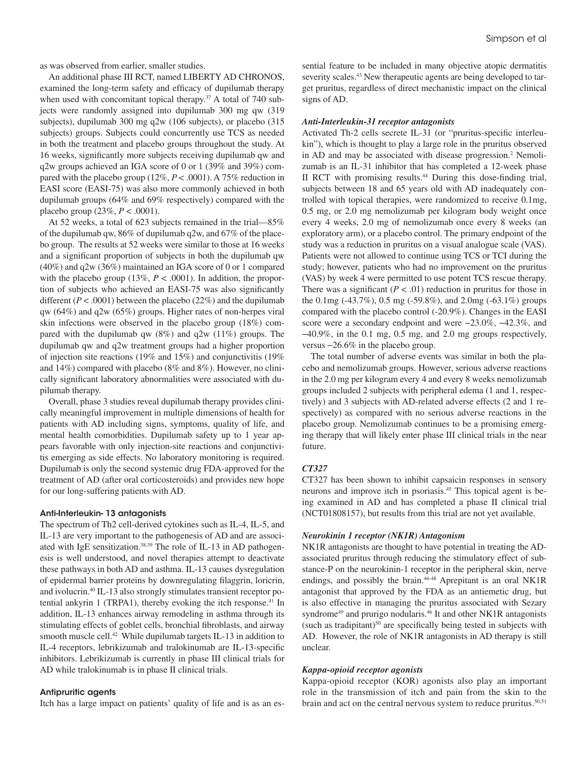as was observed from earlier, smaller studies.

An additional phase III RCT, named LIBERTY AD CHRONOS, examined the long-term safety and efficacy of dupilumab therapy when used with concomitant topical therapy.[37] A total of 740 subjects were randomly assigned into dupilumab 300 mg qw (319 subjects), dupilumab 300 mg q2w (106 subjects), or placebo (315 subjects) groups. Subjects could concurrently use TCS as needed in both the treatment and placebo groups throughout the study. At 16 weeks, significantly more subjects receiving dupilumab qw and q2w groups achieved an IGA score of 0 or 1 (39% and 39%) compared with the placebo group (12%, $P < .0001$). A 75% reduction in EASI score (EASI-75) was also more commonly achieved in both dupilumab groups (64% and 69% respectively) compared with the placebo group (23%, $P < .0001$).

At 52 weeks, a total of 623 subjects remained in the trial—85% of the dupilumab qw, 86% of dupilumab q2w, and 67% of the placebo group. The results at 52 weeks were similar to those at 16 weeks and a significant proportion of subjects in both the dupilumab qw (40%) and q2w (36%) maintained an IGA score of 0 or 1 compared with the placebo group (13%, $P < .0001$). In addition, the proportion of subjects who achieved an EASI-75 was also significantly different ($P < .0001$) between the placebo (22%) and the dupilumab qw (64%) and q2w (65%) groups. Higher rates of non-herpes viral skin infections were observed in the placebo group (18%) compared with the dupilumab qw (8%) and q2w (11%) groups. The dupilumab qw and q2w treatment groups had a higher proportion of injection site reactions (19% and 15%) and conjunctivitis (19% and 14%) compared with placebo (8% and 8%). However, no clinically significant laboratory abnormalities were associated with dupilumab therapy.

Overall, phase 3 studies reveal dupilumab therapy provides clinically meaningful improvement in multiple dimensions of health for patients with AD including signs, symptoms, quality of life, and mental health comorbidities. Dupilumab safety up to 1 year appears favorable with only injection-site reactions and conjunctivitis emerging as side effects. No laboratory monitoring is required. Dupilumab is only the second systemic drug FDA-approved for the treatment of AD (after oral corticosteroids) and provides new hope for our long-suffering patients with AD.

#### Anti-Interleukin- 13 antagonists

The spectrum of Th2 cell-derived cytokines such as IL-4, IL-5, and IL-13 are very important to the pathogenesis of AD and are associated with IgE sensitization.[38,39] The role of IL-13 in AD pathogenesis is well understood, and novel therapies attempt to deactivate these pathways in both AD and asthma. IL-13 causes dysregulation of epidermal barrier proteins by downregulating filaggrin, loricrin, and involucrin.[40] IL-13 also strongly stimulates transient receptor potential ankyrin 1 (TRPA1), thereby evoking the itch response.[41] In addition, IL-13 enhances airway remodeling in asthma through its stimulating effects of goblet cells, bronchial fibroblasts, and airway smooth muscle cell.[42] While dupilumab targets IL-13 in addition to IL-4 receptors, lebrikizumab and tralokinumab are IL-13-specific inhibitors. Lebrikizumab is currently in phase III clinical trials for AD while tralokinumab is in phase II clinical trials.

#### Antipruritic agents

Itch has a large impact on patients' quality of life and is as an essential feature to be included in many objective atopic dermatitis severity scales.[43] New therapeutic agents are being developed to target pruritus, regardless of direct mechanistic impact on the clinical signs of AD.

#### *Anti-Interleukin-31 receptor antagonists*

Activated Th-2 cells secrete IL-31 (or "pruritus-specific interleukin"), which is thought to play a large role in the pruritus observed in AD and may be associated with disease progression.[2] Nemolizumab is an IL-31 inhibitor that has completed a 12-week phase II RCT with promising results.[44] During this dose-finding trial, subjects between 18 and 65 years old with AD inadequately controlled with topical therapies, were randomized to receive 0.1mg, 0.5 mg, or 2.0 mg nemolizumab per kilogram body weight once every 4 weeks, 2.0 mg of nemolizumab once every 8 weeks (an exploratory arm), or a placebo control. The primary endpoint of the study was a reduction in pruritus on a visual analogue scale (VAS). Patients were not allowed to continue using TCS or TCI during the study; however, patients who had no improvement on the pruritus (VAS) by week 4 were permitted to use potent TCS rescue therapy. There was a significant ($P < .01$) reduction in pruritus for those in the 0.1mg (-43.7%), 0.5 mg (-59.8%), and 2.0mg (-63.1%) groups compared with the placebo control (-20.9%). Changes in the EASI score were a secondary endpoint and were −23.0%, −42.3%, and −40.9%, in the 0.1 mg, 0.5 mg, and 2.0 mg groups respectively, versus −26.6% in the placebo group.

The total number of adverse events was similar in both the placebo and nemolizumab groups. However, serious adverse reactions in the 2.0 mg per kilogram every 4 and every 8 weeks nemolizumab groups included 2 subjects with peripheral edema (1 and 1, respectively) and 3 subjects with AD-related adverse effects (2 and 1 respectively) as compared with no serious adverse reactions in the placebo group. Nemolizumab continues to be a promising emerging therapy that will likely enter phase III clinical trials in the near future.

#### *CT327*

CT327 has been shown to inhibit capsaicin responses in sensory neurons and improve itch in psoriasis.[45] This topical agent is being examined in AD and has completed a phase II clinical trial (NCT01808157), but results from this trial are not yet available.

#### *Neurokinin 1 receptor (NK1R) Antagonism*

NK1R antagonists are thought to have potential in treating the AD-associated pruritus through reducing the stimulatory effect of substance-P on the neurokinin-1 receptor in the peripheral skin, nerve endings, and possibly the brain.[46-48] Aprepitant is an oral NK1R antagonist that approved by the FDA as an antiemetic drug, but is also effective in managing the pruritus associated with Sezary syndrome[49] and prurigo nodularis.[46] It and other NK1R antagonists (such as tradipitant)[50] are specifically being tested in subjects with AD. However, the role of NK1R antagonists in AD therapy is still unclear.

#### *Kappa-opioid receptor agonists*

Kappa-opioid receptor (KOR) agonists also play an important role in the transmission of itch and pain from the skin to the brain and act on the central nervous system to reduce pruritus.[50,51]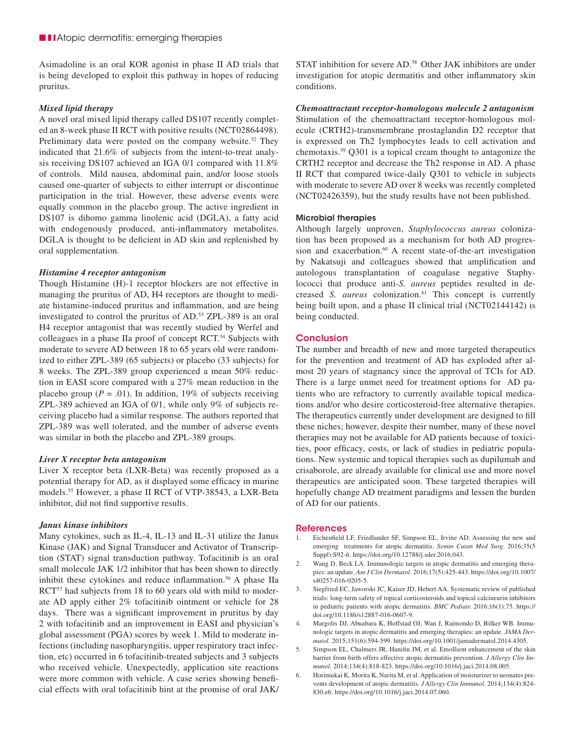Asimadoline is an oral KOR agonist in phase II AD trials that is being developed to exploit this pathway in hopes of reducing pruritus.

### *Mixed lipid therapy*

A novel oral mixed lipid therapy called DS107 recently completed an 8-week phase II RCT with positive results (NCT02864498). Preliminary data were posted on the company website.[52] They indicated that 21.6% of subjects from the intent-to-treat analysis receiving DS107 achieved an IGA 0/1 compared with 11.8% of controls. Mild nausea, abdominal pain, and/or loose stools caused one-quarter of subjects to either interrupt or discontinue participation in the trial. However, these adverse events were equally common in the placebo group. The active ingredient in DS107 is dihomo gamma linolenic acid (DGLA), a fatty acid with endogenously produced, anti-inflammatory metabolites. DGLA is thought to be deficient in AD skin and replenished by oral supplementation.

### *Histamine 4 receptor antagonism*

Though Histamine (H)-1 receptor blockers are not effective in managing the pruritus of AD, H4 receptors are thought to mediate histamine-induced pruritus and inflammation, and are being investigated to control the pruritus of AD.[53] ZPL-389 is an oral H4 receptor antagonist that was recently studied by Werfel and colleagues in a phase IIa proof of concept RCT.[54] Subjects with moderate to severe AD between 18 to 65 years old were randomized to either ZPL-389 (65 subjects) or placebo (33 subjects) for 8 weeks. The ZPL-389 group experienced a mean 50% reduction in EASI score compared with a 27% mean reduction in the placebo group ($P = .01$). In addition, 19% of subjects receiving ZPL-389 achieved an IGA of 0/1, while only 9% of subjects receiving placebo had a similar response. The authors reported that ZPL-389 was well tolerated, and the number of adverse events was similar in both the placebo and ZPL-389 groups.

### *Liver X receptor beta antagonism*

Liver X receptor beta (LXR-Beta) was recently proposed as a potential therapy for AD, as it displayed some efficacy in murine models.[55] However, a phase II RCT of VTP-38543, a LXR-Beta inhibitor, did not find supportive results.

### *Janus kinase inhibitors*

Many cytokines, such as IL-4, IL-13 and IL-31 utilize the Janus Kinase (JAK) and Signal Transducer and Activator of Transcription (STAT) signal transduction pathway. Tofacitinib is an oral small molecule JAK 1/2 inhibitor that has been shown to directly inhibit these cytokines and reduce inflammation.[56] A phase IIa RCT[57] had subjects from 18 to 60 years old with mild to moderate AD apply either 2% tofacitinib ointment or vehicle for 28 days. There was a significant improvement in pruritus by day 2 with tofacitinib and an improvement in EASI and physician's global assessment (PGA) scores by week 1. Mild to moderate infections (including nasopharyngitis, upper respiratory tract infection, etc) occurred in 6 tofacitinib-treated subjects and 3 subjects who received vehicle. Unexpectedly, application site reactions were more common with vehicle. A case series showing beneficial effects with oral tofacitinib hint at the promise of oral JAK/STAT inhibition for severe AD.[58] Other JAK inhibitors are under investigation for atopic dermatitis and other inflammatory skin conditions.

### *Chemoattractant receptor-homologous molecule 2 antagonism*

Stimulation of the chemoattractant receptor-homologous molecule (CRTH2)-transmembrane prostaglandin D2 receptor that is expressed on Th2 lymphocytes leads to cell activation and chemotaxis.[59] Q301 is a topical cream thought to antagonize the CRTH2 receptor and decrease the Th2 response in AD. A phase II RCT that compared twice-daily Q301 to vehicle in subjects with moderate to severe AD over 8 weeks was recently completed (NCT02426359), but the study results have not been published.

### Microbial therapies

Although largely unproven, *Staphylococcus aureus* colonization has been proposed as a mechanism for both AD progression and exacerbation.[60] A recent state-of-the-art investigation by Nakatsuji and colleagues showed that amplification and autologous transplantation of coagulase negative Staphylococci that produce anti-*S. aureus* peptides resulted in decreased *S. aureus* colonization.[61] This concept is currently being built upon, and a phase II clinical trial (NCT02144142) is being conducted.

## Conclusion

The number and breadth of new and more targeted therapeutics for the prevention and treatment of AD has exploded after almost 20 years of stagnancy since the approval of TCIs for AD. There is a large unmet need for treatment options for AD patients who are refractory to currently available topical medications and/or who desire corticosteroid-free alternative therapies. The therapeutics currently under development are designed to fill these niches; however, despite their number, many of these novel therapies may not be available for AD patients because of toxicities, poor efficacy, costs, or lack of studies in pediatric populations. New systemic and topical therapies such as dupilumab and crisaborole, are already available for clinical use and more novel therapeutics are anticipated soon. These targeted therapies will hopefully change AD treatment paradigms and lessen the burden of AD for our patients.

## References

1. Eichenfield LF, Friedlander SF, Simpson EL, Irvine AD. Assessing the new and emerging treatments for atopic dermatitis. *Semin Cutan Med Surg*. 2016;35(5 Suppl):S92-6. https://doi.org/10.12788/j.sder.2016.043.
2. Wang D, Beck LA. Immunologic targets in atopic dermatitis and emerging therapies: an update. *Am J Clin Dermatol*. 2016;17(5):425-443. https://doi.org/10.1007/s40257-016-0205-5.
3. Siegfried EC, Jaworski JC, Kaiser JD, Hebert AA. Systematic review of published trials: long-term safety of topical corticosteroids and topical calcineurin inhibitors in pediatric patients with atopic dermatitis. *BMC Pediatr.* 2016;16(1):75. https://doi.org/10.1186/s12887-016-0607-9.
4. Margolis DJ, Abuabara K, Hoffstad OJ, Wan J, Raimondo D, Bilker WB. Immunologic targets in atopic dermatitis and emerging therapies: an update. *JAMA Dermatol*. 2015;151(6):594-599. https://doi.org/10.1001/jamadermatol.2014.4305.
5. Simpson EL, Chalmers JR, Hanifin JM, et al. Emollient enhancement of the skin barrier from birth offers effective atopic dermatitis prevention. *J Allergy Clin Immunol.* 2014;134(4):818-823. https://doi.org/10.1016/j.jaci.2014.08.005.
6. Horimukai K, Morita K, Narita M, et al. Application of moisturizer to neonates prevents development of atopic dermatitis. *J Allergy Clin Immunol*. 2014;134(4):824-830.e6. https://doi.org/10.1016/j.jaci.2014.07.060.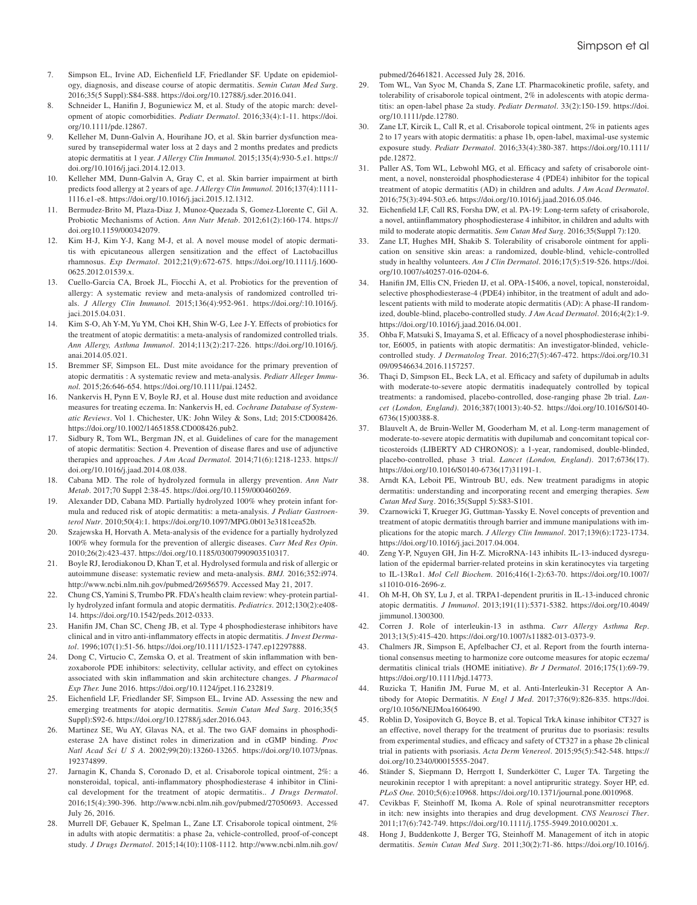7. Simpson EL, Irvine AD, Eichenfield LF, Friedlander SF. Update on epidemiology, diagnosis, and disease course of atopic dermatitis. *Semin Cutan Med Surg*. 2016;35(5 Suppl):S84-S88. https://doi.org/10.12788/j.sder.2016.041.
8. Schneider L, Hanifin J, Boguniewicz M, et al. Study of the atopic march: development of atopic comorbidities. *Pediatr Dermatol*. 2016;33(4):1-11. https://doi.org/10.1111/pde.12867.
9. Kelleher M, Dunn-Galvin A, Hourihane JO, et al. Skin barrier dysfunction measured by transepidermal water loss at 2 days and 2 months predates and predicts atopic dermatitis at 1 year. *J Allergy Clin Immunol.* 2015;135(4):930-5.e1. https://doi.org/10.1016/j.jaci.2014.12.013.
10. Kelleher MM, Dunn-Galvin A, Gray C, et al. Skin barrier impairment at birth predicts food allergy at 2 years of age. *J Allergy Clin Immunol.* 2016;137(4):1111-1116.e1-e8. https://doi.org/10.1016/j.jaci.2015.12.1312.
11. Bermudez-Brito M, Plaza-Diaz J, Munoz-Quezada S, Gomez-Llorente C, Gil A. Probiotic Mechanisms of Action. *Ann Nutr Metab*. 2012;61(2):160-174. https://doi.org10.1159/000342079.
12. Kim H-J, Kim Y-J, Kang M-J, et al. A novel mouse model of atopic dermatitis with epicutaneous allergen sensitization and the effect of Lactobacillus rhamnosus. *Exp Dermatol*. 2012;21(9):672-675. https://doi.org/10.1111/j.1600-0625.2012.01539.x.
13. Cuello-Garcia CA, Broek JL, Fiocchi A, et al. Probiotics for the prevention of allergy: A systematic review and meta-analysis of randomized controlled trials. *J Allergy Clin Immunol.* 2015;136(4):952-961. https://doi.org/:10.1016/j.jaci.2015.04.031.
14. Kim S-O, Ah Y-M, Yu YM, Choi KH, Shin W-G, Lee J-Y. Effects of probiotics for the treatment of atopic dermatitis: a meta-analysis of randomized controlled trials. *Ann Allergy, Asthma Immunol*. 2014;113(2):217-226. https://doi.org/10.1016/j.anai.2014.05.021.
15. Bremmer SF, Simpson EL. Dust mite avoidance for the primary prevention of atopic dermatitis : A systematic review and meta-analysis. *Pediatr Alleger Immunol.* 2015;26:646-654. https://doi.org/10.1111/pai.12452.
16. Nankervis H, Pynn E V, Boyle RJ, et al. House dust mite reduction and avoidance measures for treating eczema. In: Nankervis H, ed. *Cochrane Database of Systematic Reviews*. Vol 1. Chichester, UK: John Wiley & Sons, Ltd; 2015:CD008426. https://doi.org/10.1002/14651858.CD008426.pub2.
17. Sidbury R, Tom WL, Bergman JN, et al. Guidelines of care for the management of atopic dermatitis: Section 4. Prevention of disease flares and use of adjunctive therapies and approaches. *J Am Acad Dermatol.* 2014;71(6):1218-1233. https://doi.org/10.1016/j.jaad.2014.08.038.
18. Cabana MD. The role of hydrolyzed formula in allergy prevention. *Ann Nutr Metab*. 2017;70 Suppl 2:38-45. https://doi.org/10.1159/000460269.
19. Alexander DD, Cabana MD. Partially hydrolyzed 100% whey protein infant formula and reduced risk of atopic dermatitis: a meta-analysis. *J Pediatr Gastroenterol Nutr*. 2010;50(4):1. https://doi.org/10.1097/MPG.0b013e3181cea52b.
20. Szajewska H, Horvath A. Meta-analysis of the evidence for a partially hydrolyzed 100% whey formula for the prevention of allergic diseases. *Curr Med Res Opin*. 2010;26(2):423-437. https://doi.org/10.1185/03007990903510317.
21. Boyle RJ, Ierodiakonou D, Khan T, et al. Hydrolysed formula and risk of allergic or autoimmune disease: systematic review and meta-analysis. *BMJ.* 2016;352:i974. http://www.ncbi.nlm.nih.gov/pubmed/26956579. Accessed May 21, 2017.
22. Chung CS, Yamini S, Trumbo PR. FDA's health claim review: whey-protein partially hydrolyzed infant formula and atopic dermatitis. *Pediatrics*. 2012;130(2):e408-14. https://doi.org/10.1542/peds.2012-0333.
23. Hanifin JM, Chan SC, Cheng JB, et al. Type 4 phosphodiesterase inhibitors have clinical and in vitro anti-inflammatory effects in atopic dermatitis. *J Invest Dermatol*. 1996;107(1):51-56. https://doi.org/10.1111/1523-1747.ep12297888.
24. Dong C, Virtucio C, Zemska O, et al. Treatment of skin inflammation with benzoxaborole PDE inhibitors: selectivity, cellular activity, and effect on cytokines associated with skin inflammation and skin architecture changes. *J Pharmacol Exp Ther.* June 2016. https://doi.org/10.1124/jpet.116.232819.
25. Eichenfield LF, Friedlander SF, Simpson EL, Irvine AD. Assessing the new and emerging treatments for atopic dermatitis. *Semin Cutan Med Surg*. 2016;35(5 Suppl):S92-6. https://doi.org/10.12788/j.sder.2016.043.
26. Martinez SE, Wu AY, Glavas NA, et al. The two GAF domains in phosphodiesterase 2A have distinct roles in dimerization and in cGMP binding. *Proc Natl Acad Sci U S A*. 2002;99(20):13260-13265. https://doi.org/10.1073/pnas.192374899.
27. Jarnagin K, Chanda S, Coronado D, et al. Crisaborole topical ointment, 2%: a nonsteroidal, topical, anti-inflammatory phosphodiesterase 4 inhibitor in Clinical development for the treatment of atopic dermatitis.. *J Drugs Dermatol*. 2016;15(4):390-396. http://www.ncbi.nlm.nih.gov/pubmed/27050693. Accessed July 26, 2016.
28. Murrell DF, Gebauer K, Spelman L, Zane LT. Crisaborole topical ointment, 2% in adults with atopic dermatitis: a phase 2a, vehicle-controlled, proof-of-concept study. *J Drugs Dermatol*. 2015;14(10):1108-1112. http://www.ncbi.nlm.nih.gov/pubmed/26461821. Accessed July 28, 2016.
29. Tom WL, Van Syoc M, Chanda S, Zane LT. Pharmacokinetic profile, safety, and tolerability of crisaborole topical ointment, 2% in adolescents with atopic dermatitis: an open-label phase 2a study. *Pediatr Dermatol*. 33(2):150-159. https://doi.org/10.1111/pde.12780.
30. Zane LT, Kircik L, Call R, et al. Crisaborole topical ointment, 2% in patients ages 2 to 17 years with atopic dermatitis: a phase 1b, open-label, maximal-use systemic exposure study. *Pediatr Dermatol*. 2016;33(4):380-387. https://doi.org/10.1111/pde.12872.
31. Paller AS, Tom WL, Lebwohl MG, et al. Efficacy and safety of crisaborole ointment, a novel, nonsteroidal phosphodiesterase 4 (PDE4) inhibitor for the topical treatment of atopic dermatitis (AD) in children and adults. *J Am Acad Dermatol*. 2016;75(3):494-503.e6. https://doi.org/10.1016/j.jaad.2016.05.046.
32. Eichenfield LF, Call RS, Forsha DW, et al. PA-19: Long-term safety of crisaborole, a novel, antiinflammatory phosphodiesterase 4 inhibitor, in children and adults with mild to moderate atopic dermatitis. *Sem Cutan Med Surg*. 2016;35(Suppl 7):120.
33. Zane LT, Hughes MH, Shakib S. Tolerability of crisaborole ointment for application on sensitive skin areas: a randomized, double-blind, vehicle-controlled study in healthy volunteers. *Am J Clin Dermatol*. 2016;17(5):519-526. https://doi.org/10.1007/s40257-016-0204-6.
34. Hanifin JM, Ellis CN, Frieden IJ, et al. OPA-15406, a novel, topical, nonsteroidal, selective phosphodiesterase-4 (PDE4) inhibitor, in the treatment of adult and adolescent patients with mild to moderate atopic dermatitis (AD): A phase-II randomized, double-blind, placebo-controlled study. *J Am Acad Dermatol*. 2016;4(2):1-9. https://doi.org/10.1016/j.jaad.2016.04.001.
35. Ohba F, Matsuki S, Imayama S, et al. Efficacy of a novel phosphodiesterase inhibitor, E6005, in patients with atopic dermatitis: An investigator-blinded, vehicle-controlled study. *J Dermatolog Treat*. 2016;27(5):467-472. https://doi.org/10.3109/09546634.2016.1157257.
36. Thaçi D, Simpson EL, Beck LA, et al. Efficacy and safety of dupilumab in adults with moderate-to-severe atopic dermatitis inadequately controlled by topical treatments: a randomised, placebo-controlled, dose-ranging phase 2b trial. *Lancet (London, England)*. 2016;387(10013):40-52. https://doi.org/10.1016/S0140-6736(15)00388-8.
37. Blauvelt A, de Bruin-Weller M, Gooderham M, et al. Long-term management of moderate-to-severe atopic dermatitis with dupilumab and concomitant topical corticosteroids (LIBERTY AD CHRONOS): a 1-year, randomised, double-blinded, placebo-controlled, phase 3 trial. *Lancet (London, England)*. 2017;6736(17). https://doi.org/10.1016/S0140-6736(17)31191-1.
38. Arndt KA, Leboit PE, Wintroub BU, eds. New treatment paradigms in atopic dermatitis: understanding and incorporating recent and emerging therapies. *Sem Cutan Med Surg*. 2016;35(Suppl 5):S83-S101.
39. Czarnowicki T, Krueger JG, Guttman-Yassky E. Novel concepts of prevention and treatment of atopic dermatitis through barrier and immune manipulations with implications for the atopic march. *J Allergy Clin Immunol*. 2017;139(6):1723-1734. https://doi.org/10.1016/j.jaci.2017.04.004.
40. Zeng Y-P, Nguyen GH, Jin H-Z. MicroRNA-143 inhibits IL-13-induced dysregulation of the epidermal barrier-related proteins in skin keratinocytes via targeting to IL-13Rα1. *Mol Cell Biochem*. 2016;416(1-2):63-70. https://doi.org/10.1007/s11010-016-2696-z.
41. Oh M-H, Oh SY, Lu J, et al. TRPA1-dependent pruritis in IL-13-induced chronic atopic dermatitis. *J Immunol*. 2013;191(11):5371-5382. https://doi.org/10.4049/jimmunol.1300300.
42. Corren J. Role of interleukin-13 in asthma. *Curr Allergy Asthma Rep*. 2013;13(5):415-420. https://doi.org/10.1007/s11882-013-0373-9.
43. Chalmers JR, Simpson E, Apfelbacher CJ, et al. Report from the fourth international consensus meeting to harmonize core outcome measures for atopic eczema/dermatitis clinical trials (HOME initiative). *Br J Dermatol*. 2016;175(1):69-79. https://doi.org/10.1111/bjd.14773.
44. Ruzicka T, Hanifin JM, Furue M, et al. Anti-Interleukin-31 Receptor A Antibody for Atopic Dermatitis. *N Engl J Med*. 2017;376(9):826-835. https://doi.org/10.1056/NEJMoa1606490.
45. Roblin D, Yosipovitch G, Boyce B, et al. Topical TrkA kinase inhibitor CT327 is an effective, novel therapy for the treatment of pruritus due to psoriasis: results from experimental studies, and efficacy and safety of CT327 in a phase 2b clinical trial in patients with psoriasis. *Acta Derm Venereol*. 2015;95(5):542-548. https://doi.org/10.2340/00015555-2047.
46. Ständer S, Siepmann D, Herrgott I, Sunderkötter C, Luger TA. Targeting the neurokinin receptor 1 with aprepitant: a novel antipruritic strategy. Soyer HP, ed. *PLoS One.* 2010;5(6):e10968. https://doi.org/10.1371/journal.pone.0010968.
47. Cevikbas F, Steinhoff M, Ikoma A. Role of spinal neurotransmitter receptors in itch: new insights into therapies and drug development. *CNS Neurosci Ther*. 2011;17(6):742-749. https://doi.org/10.1111/j.1755-5949.2010.00201.x.
48. Hong J, Buddenkotte J, Berger TG, Steinhoff M. Management of itch in atopic dermatitis. *Semin Cutan Med Surg*. 2011;30(2):71-86. https://doi.org/10.1016/j.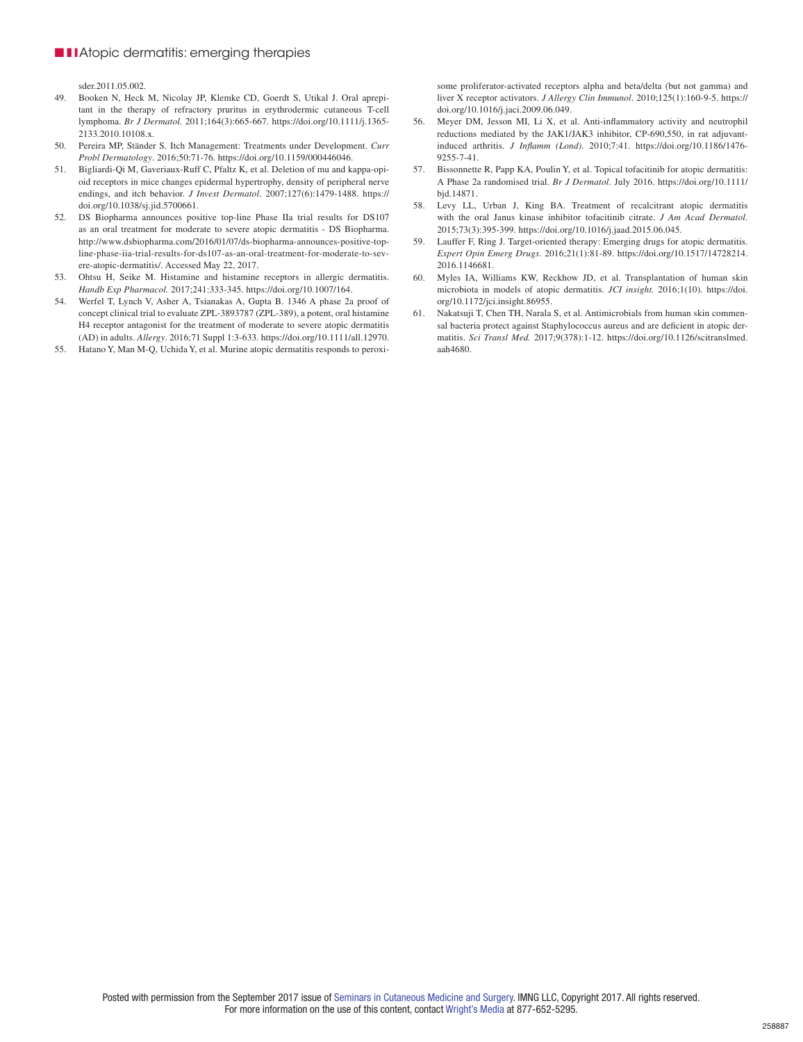sder.2011.05.002.

49. Booken N, Heck M, Nicolay JP, Klemke CD, Goerdt S, Utikal J. Oral aprepitant in the therapy of refractory pruritus in erythrodermic cutaneous T-cell lymphoma. *Br J Dermatol.* 2011;164(3):665-667. https://doi.org/10.1111/j.1365-2133.2010.10108.x.
50. Pereira MP, Ständer S. Itch Management: Treatments under Development. *Curr Probl Dermatology*. 2016;50:71-76. https://doi.org/10.1159/000446046.
51. Bigliardi-Qi M, Gaveriaux-Ruff C, Pfaltz K, et al. Deletion of mu and kappa-opioid receptors in mice changes epidermal hypertrophy, density of peripheral nerve endings, and itch behavior. *J Invest Dermatol.* 2007;127(6):1479-1488. https://doi.org/10.1038/sj.jid.5700661.
52. DS Biopharma announces positive top-line Phase IIa trial results for DS107 as an oral treatment for moderate to severe atopic dermatitis - DS Biopharma. http://www.dsbiopharma.com/2016/01/07/ds-biopharma-announces-positive-top-line-phase-iia-trial-results-for-ds107-as-an-oral-treatment-for-moderate-to-severe-atopic-dermatitis/. Accessed May 22, 2017.
53. Ohtsu H, Seike M. Histamine and histamine receptors in allergic dermatitis. *Handb Exp Pharmacol.* 2017;241:333-345. https://doi.org/10.1007/164.
54. Werfel T, Lynch V, Asher A, Tsianakas A, Gupta B. 1346 A phase 2a proof of concept clinical trial to evaluate ZPL-3893787 (ZPL-389), a potent, oral histamine H4 receptor antagonist for the treatment of moderate to severe atopic dermatitis (AD) in adults. *Allergy*. 2016;71 Suppl 1:3-633. https://doi.org/10.1111/all.12970.
55. Hatano Y, Man M-Q, Uchida Y, et al. Murine atopic dermatitis responds to peroxisome proliferator-activated receptors alpha and beta/delta (but not gamma) and liver X receptor activators. *J Allergy Clin Immunol*. 2010;125(1):160-9-5. https://doi.org/10.1016/j.jaci.2009.06.049.
56. Meyer DM, Jesson MI, Li X, et al. Anti-inflammatory activity and neutrophil reductions mediated by the JAK1/JAK3 inhibitor, CP-690,550, in rat adjuvant-induced arthritis. *J Inflamm (Lond).* 2010;7:41. https://doi.org/10.1186/1476-9255-7-41.
57. Bissonnette R, Papp KA, Poulin Y, et al. Topical tofacitinib for atopic dermatitis: A Phase 2a randomised trial. *Br J Dermatol.* July 2016. https://doi.org/10.1111/bjd.14871.
58. Levy LL, Urban J, King BA. Treatment of recalcitrant atopic dermatitis with the oral Janus kinase inhibitor tofacitinib citrate. *J Am Acad Dermatol.* 2015;73(3):395-399. https://doi.org/10.1016/j.jaad.2015.06.045.
59. Lauffer F, Ring J. Target-oriented therapy: Emerging drugs for atopic dermatitis. *Expert Opin Emerg Drugs.* 2016;21(1):81-89. https://doi.org/10.1517/14728214.2016.1146681.
60. Myles IA, Williams KW, Reckhow JD, et al. Transplantation of human skin microbiota in models of atopic dermatitis. *JCI insight.* 2016;1(10). https://doi.org/10.1172/jci.insight.86955.
61. Nakatsuji T, Chen TH, Narala S, et al. Antimicrobials from human skin commensal bacteria protect against Staphylococcus aureus and are deficient in atopic dermatitis. *Sci Transl Med.* 2017;9(378):1-12. https://doi.org/10.1126/scitranslmed.aah4680.

Posted with permission from the September 2017 issue of Seminars in Cutaneous Medicine and Surgery. IMNG LLC, Copyright 2017. All rights reserved.
For more information on the use of this content, contact Wright's Media at 877-652-5295.

258887